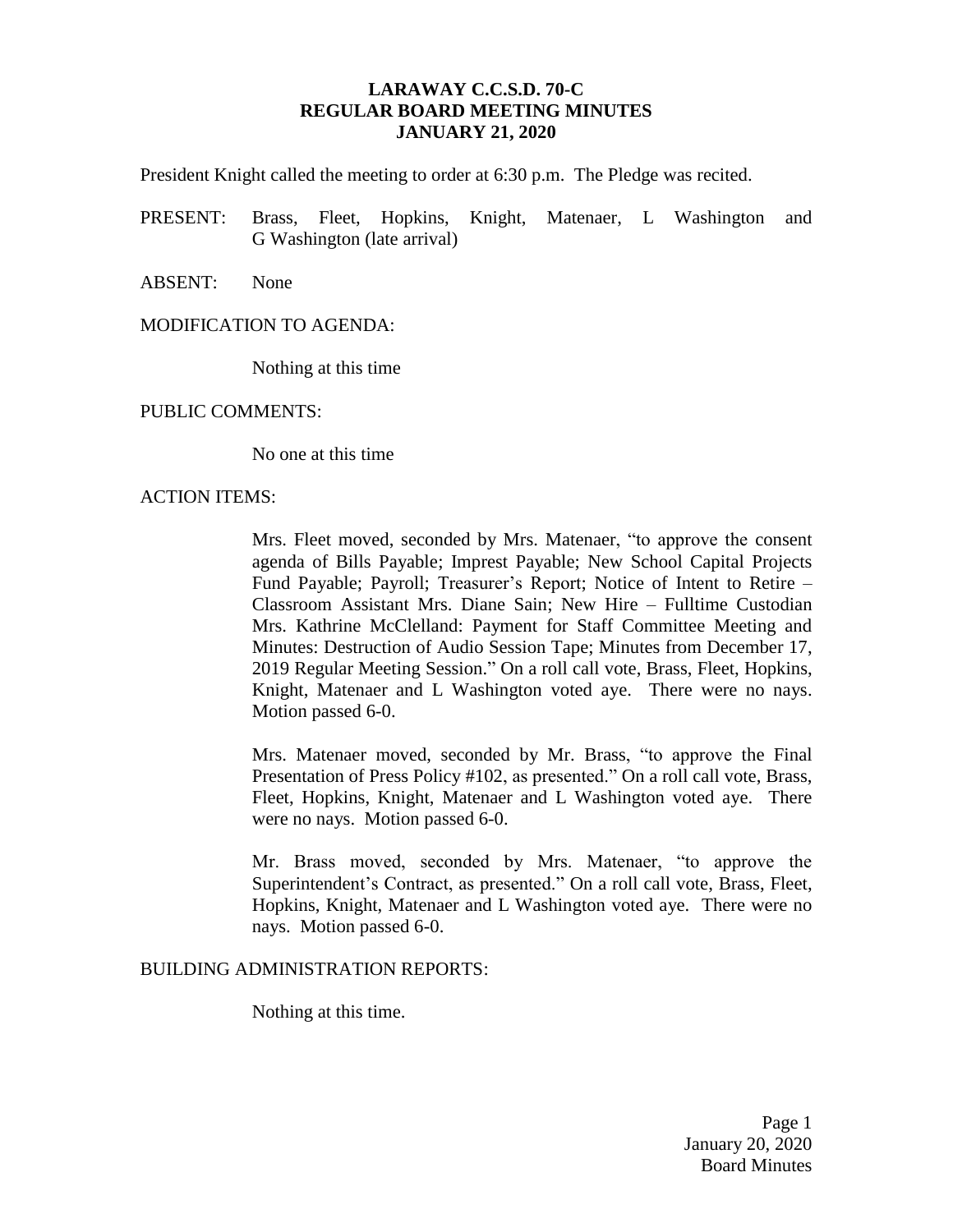# LARAWAY C.C.S.D. 70-C
## REGULAR BOARD MEETING MINUTES
## JANUARY 21, 2020

President Knight called the meeting to order at 6:30 p.m. The Pledge was recited.

PRESENT: Brass, Fleet, Hopkins, Knight, Matenaer, L Washington and G Washington (late arrival)

ABSENT: None

MODIFICATION TO AGENDA:

Nothing at this time

PUBLIC COMMENTS:

No one at this time

ACTION ITEMS:

Mrs. Fleet moved, seconded by Mrs. Matenaer, "to approve the consent agenda of Bills Payable; Imprest Payable; New School Capital Projects Fund Payable; Payroll; Treasurer's Report; Notice of Intent to Retire – Classroom Assistant Mrs. Diane Sain; New Hire – Fulltime Custodian Mrs. Kathrine McClelland: Payment for Staff Committee Meeting and Minutes: Destruction of Audio Session Tape; Minutes from December 17, 2019 Regular Meeting Session." On a roll call vote, Brass, Fleet, Hopkins, Knight, Matenaer and L Washington voted aye. There were no nays. Motion passed 6-0.

Mrs. Matenaer moved, seconded by Mr. Brass, "to approve the Final Presentation of Press Policy #102, as presented." On a roll call vote, Brass, Fleet, Hopkins, Knight, Matenaer and L Washington voted aye. There were no nays. Motion passed 6-0.

Mr. Brass moved, seconded by Mrs. Matenaer, "to approve the Superintendent's Contract, as presented." On a roll call vote, Brass, Fleet, Hopkins, Knight, Matenaer and L Washington voted aye. There were no nays. Motion passed 6-0.

BUILDING ADMINISTRATION REPORTS:

Nothing at this time.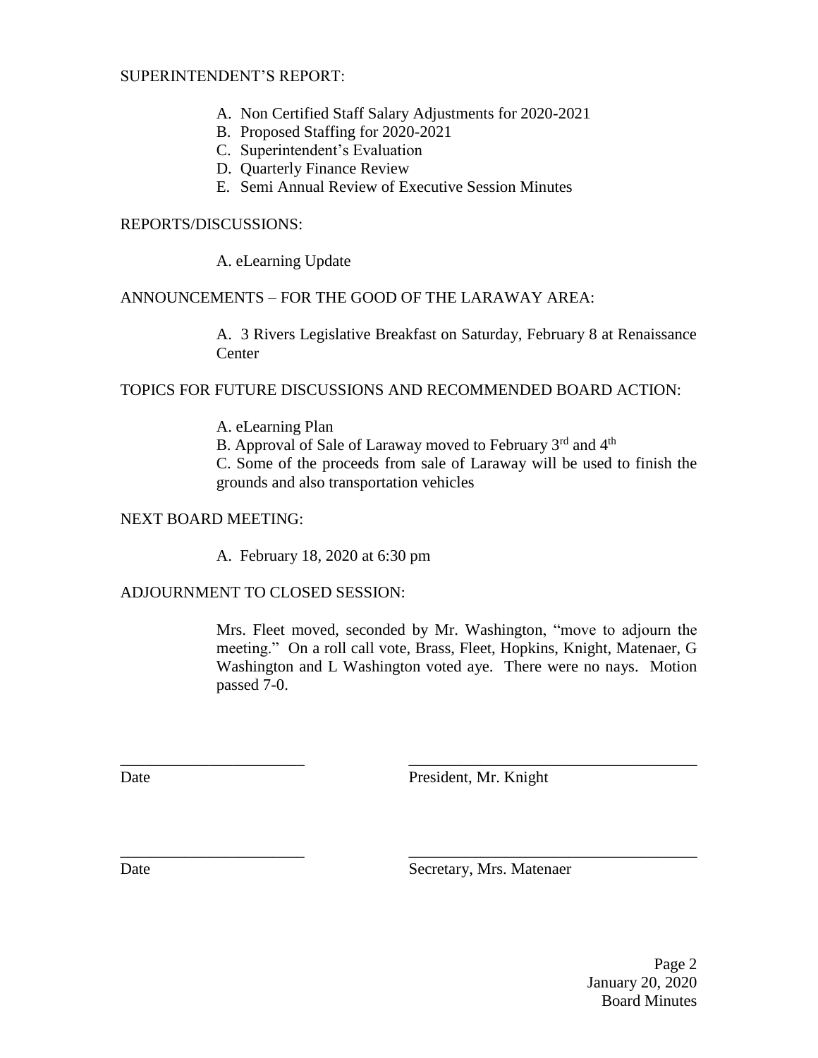SUPERINTENDENT'S REPORT:

A. Non Certified Staff Salary Adjustments for 2020-2021
B. Proposed Staffing for 2020-2021
C. Superintendent's Evaluation
D. Quarterly Finance Review
E. Semi Annual Review of Executive Session Minutes

REPORTS/DISCUSSIONS:

A. eLearning Update

ANNOUNCEMENTS – FOR THE GOOD OF THE LARAWAY AREA:

A. 3 Rivers Legislative Breakfast on Saturday, February 8 at Renaissance Center

TOPICS FOR FUTURE DISCUSSIONS AND RECOMMENDED BOARD ACTION:

A. eLearning Plan
B. Approval of Sale of Laraway moved to February 3rd and 4th
C. Some of the proceeds from sale of Laraway will be used to finish the grounds and also transportation vehicles

NEXT BOARD MEETING:

A. February 18, 2020 at 6:30 pm

ADJOURNMENT TO CLOSED SESSION:

Mrs. Fleet moved, seconded by Mr. Washington, "move to adjourn the meeting." On a roll call vote, Brass, Fleet, Hopkins, Knight, Matenaer, G Washington and L Washington voted aye. There were no nays. Motion passed 7-0.

\_\_\_\_\_\_\_\_\_\_\_\_\_\_\_\_\_\_\_\_\_\_\_ \_\_\_\_\_\_\_\_\_\_\_\_\_\_\_\_\_\_\_\_\_\_\_\_\_\_\_\_\_\_\_\_\_\_\_\_

Date President, Mr. Knight

\_\_\_\_\_\_\_\_\_\_\_\_\_\_\_\_\_\_\_\_\_\_\_ \_\_\_\_\_\_\_\_\_\_\_\_\_\_\_\_\_\_\_\_\_\_\_\_\_\_\_\_\_\_\_\_\_\_\_\_

Date Secretary, Mrs. Matenaer

January 20, 2020
Board Minutes